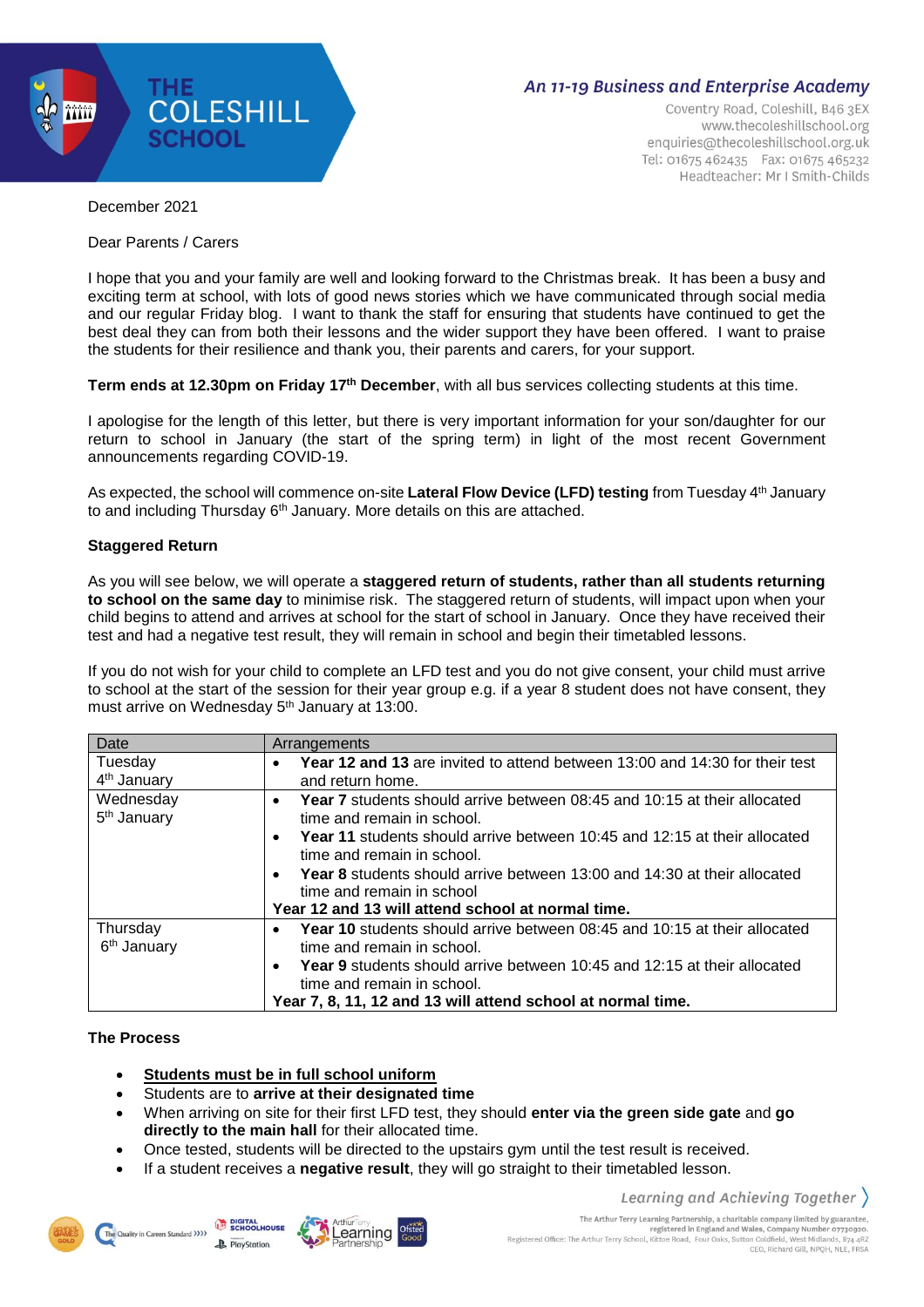# THE COLESHILL SCHOOL

*An 11-19 Business and Enterprise Academy*

Coventry Road, Coleshill, B46 3EX
www.thecoleshillschool.org
enquiries@thecoleshillschool.org.uk
Tel: 01675 462435 Fax: 01675 465232
Headteacher: Mr I Smith-Childs

December 2021

Dear Parents / Carers

I hope that you and your family are well and looking forward to the Christmas break. It has been a busy and exciting term at school, with lots of good news stories which we have communicated through social media and our regular Friday blog. I want to thank the staff for ensuring that students have continued to get the best deal they can from both their lessons and the wider support they have been offered. I want to praise the students for their resilience and thank you, their parents and carers, for your support.

**Term ends at 12.30pm on Friday 17th December**, with all bus services collecting students at this time.

I apologise for the length of this letter, but there is very important information for your son/daughter for our return to school in January (the start of the spring term) in light of the most recent Government announcements regarding COVID-19.

As expected, the school will commence on-site **Lateral Flow Device (LFD) testing** from Tuesday 4th January to and including Thursday 6th January. More details on this are attached.

**Staggered Return**

As you will see below, we will operate a **staggered return of students, rather than all students returning to school on the same day** to minimise risk. The staggered return of students, will impact upon when your child begins to attend and arrives at school for the start of school in January. Once they have received their test and had a negative test result, they will remain in school and begin their timetabled lessons.

If you do not wish for your child to complete an LFD test and you do not give consent, your child must arrive to school at the start of the session for their year group e.g. if a year 8 student does not have consent, they must arrive on Wednesday 5th January at 13:00.

| Date | Arrangements |
|---|---|
| Tuesday 4th January | • **Year 12 and 13** are invited to attend between 13:00 and 14:30 for their test and return home. |
| Wednesday 5th January | • **Year 7** students should arrive between 08:45 and 10:15 at their allocated time and remain in school.<br>• **Year 11** students should arrive between 10:45 and 12:15 at their allocated time and remain in school.<br>• **Year 8** students should arrive between 13:00 and 14:30 at their allocated time and remain in school<br>**Year 12 and 13 will attend school at normal time.** |
| Thursday 6th January | • **Year 10** students should arrive between 08:45 and 10:15 at their allocated time and remain in school.<br>• **Year 9** students should arrive between 10:45 and 12:15 at their allocated time and remain in school.<br>**Year 7, 8, 11, 12 and 13 will attend school at normal time.** |

**The Process**

- **Students must be in full school uniform**
- Students are to **arrive at their designated time**
- When arriving on site for their first LFD test, they should **enter via the green side gate** and **go directly to the main hall** for their allocated time.
- Once tested, students will be directed to the upstairs gym until the test result is received.
- If a student receives a **negative result**, they will go straight to their timetabled lesson.

*Learning and Achieving Together*

The Arthur Terry Learning Partnership, a charitable company limited by guarantee, registered in England and Wales, Company Number 07730920.
Registered Office: The Arthur Terry School, Kittoe Road, Four Oaks, Sutton Coldfield, West Midlands, B74 4RZ
CEO, Richard Gill, NPQH, NLE, FRSA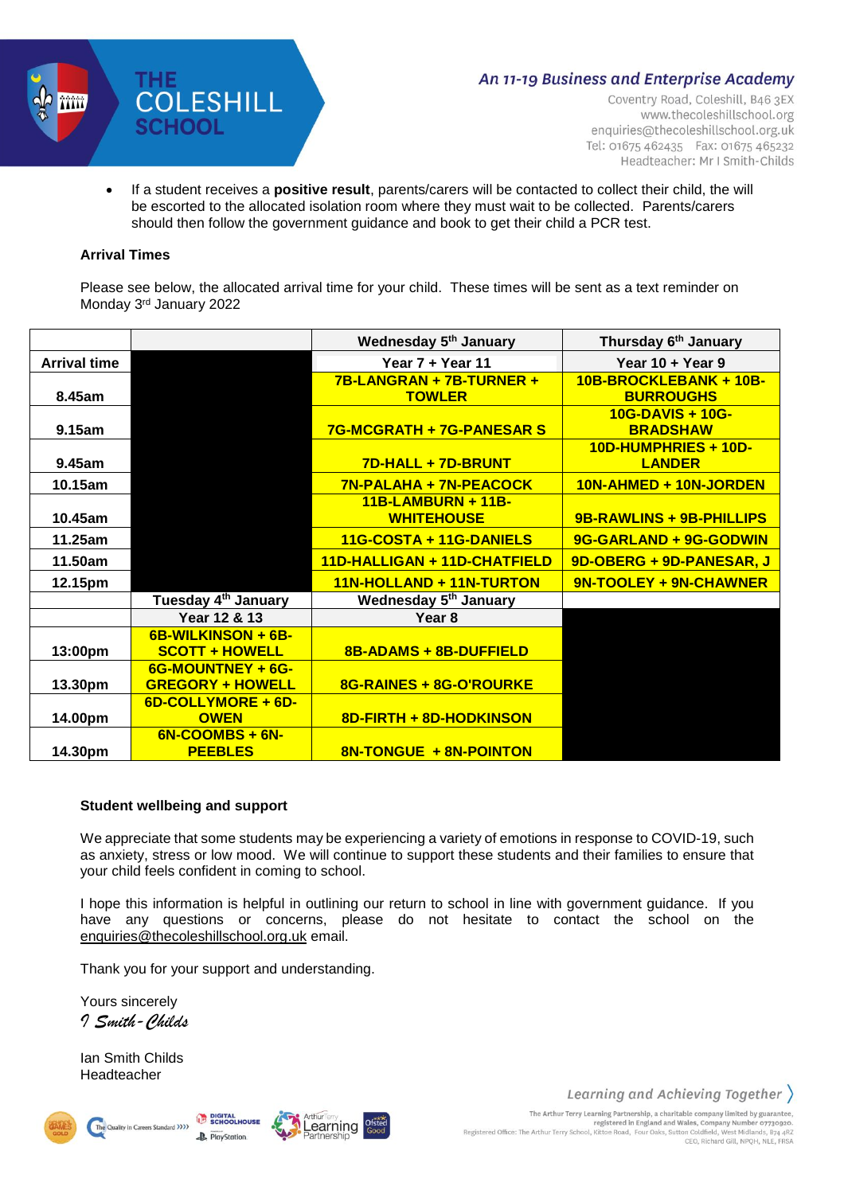- If a student receives a **positive result**, parents/carers will be contacted to collect their child, the will be escorted to the allocated isolation room where they must wait to be collected. Parents/carers should then follow the government guidance and book to get their child a PCR test.

**Arrival Times**

Please see below, the allocated arrival time for your child. These times will be sent as a text reminder on Monday 3rd January 2022

| | | Wednesday 5th January | Thursday 6th January |
|---|---|---|---|
| **Arrival time** | | Year 7 + Year 11 | Year 10 + Year 9 |
| 8.45am | | 7B-LANGRAN + 7B-TURNER + TOWLER | 10B-BROCKLEBANK + 10B-BURROUGHS |
| 9.15am | | 7G-MCGRATH + 7G-PANESAR S | 10G-DAVIS + 10G-BRADSHAW |
| 9.45am | | 7D-HALL + 7D-BRUNT | 10D-HUMPHRIES + 10D-LANDER |
| 10.15am | | 7N-PALAHA + 7N-PEACOCK | 10N-AHMED + 10N-JORDEN |
| 10.45am | | 11B-LAMBURN + 11B-WHITEHOUSE | 9B-RAWLINS + 9B-PHILLIPS |
| 11.25am | | 11G-COSTA + 11G-DANIELS | 9G-GARLAND + 9G-GODWIN |
| 11.50am | | 11D-HALLIGAN + 11D-CHATFIELD | 9D-OBERG + 9D-PANESAR, J |
| 12.15pm | | 11N-HOLLAND + 11N-TURTON | 9N-TOOLEY + 9N-CHAWNER |
| | Tuesday 4th January | Wednesday 5th January | |
| | Year 12 & 13 | Year 8 | |
| 13:00pm | 6B-WILKINSON + 6B-SCOTT + HOWELL | 8B-ADAMS + 8B-DUFFIELD | |
| 13.30pm | 6G-MOUNTNEY + 6G-GREGORY + HOWELL | 8G-RAINES + 8G-O'ROURKE | |
| 14.00pm | 6D-COLLYMORE + 6D-OWEN | 8D-FIRTH + 8D-HODKINSON | |
| 14.30pm | 6N-COOMBS + 6N-PEEBLES | 8N-TONGUE + 8N-POINTON | |

**Student wellbeing and support**

We appreciate that some students may be experiencing a variety of emotions in response to COVID-19, such as anxiety, stress or low mood. We will continue to support these students and their families to ensure that your child feels confident in coming to school.

I hope this information is helpful in outlining our return to school in line with government guidance. If you have any questions or concerns, please do not hesitate to contact the school on the enquiries@thecoleshillschool.org.uk email.

Thank you for your support and understanding.

Yours sincerely

*I Smith-Childs*

Ian Smith Childs
Headteacher